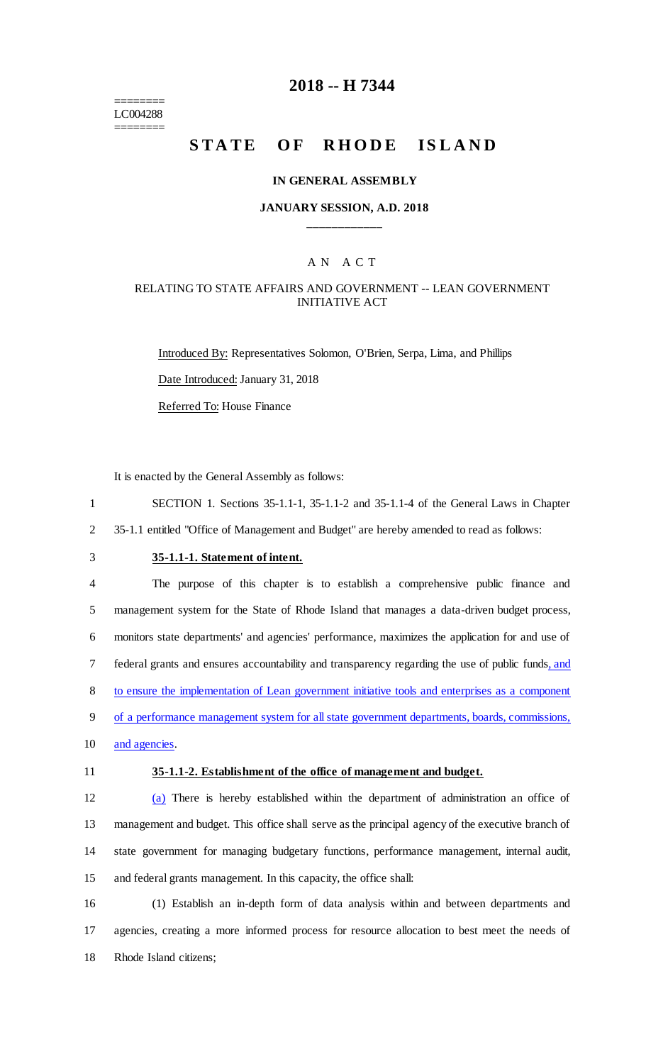========
LC004288
========

# 2018 -- H 7344

# STATE OF RHODE ISLAND

### IN GENERAL ASSEMBLY

### JANUARY SESSION, A.D. 2018

A N A C T

RELATING TO STATE AFFAIRS AND GOVERNMENT -- LEAN GOVERNMENT INITIATIVE ACT

Introduced By: Representatives Solomon, O'Brien, Serpa, Lima, and Phillips

Date Introduced: January 31, 2018

Referred To: House Finance

It is enacted by the General Assembly as follows:

1 SECTION 1. Sections 35-1.1-1, 35-1.1-2 and 35-1.1-4 of the General Laws in Chapter
2 35-1.1 entitled "Office of Management and Budget" are hereby amended to read as follows:

3 **35-1.1-1. Statement of intent.**

4 The purpose of this chapter is to establish a comprehensive public finance and
5 management system for the State of Rhode Island that manages a data-driven budget process,
6 monitors state departments' and agencies' performance, maximizes the application for and use of
7 federal grants and ensures accountability and transparency regarding the use of public funds, and
8 to ensure the implementation of Lean government initiative tools and enterprises as a component
9 of a performance management system for all state government departments, boards, commissions,
10 and agencies.

11 **35-1.1-2. Establishment of the office of management and budget.**

12 (a) There is hereby established within the department of administration an office of
13 management and budget. This office shall serve as the principal agency of the executive branch of
14 state government for managing budgetary functions, performance management, internal audit,
15 and federal grants management. In this capacity, the office shall:

16 (1) Establish an in-depth form of data analysis within and between departments and
17 agencies, creating a more informed process for resource allocation to best meet the needs of
18 Rhode Island citizens;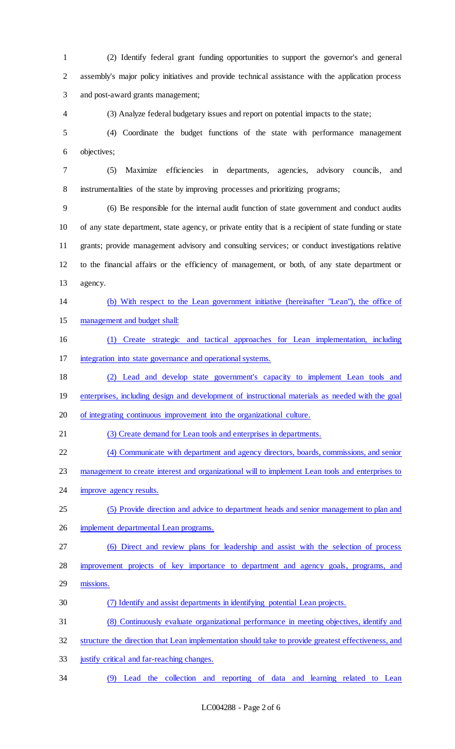(2) Identify federal grant funding opportunities to support the governor's and general assembly's major policy initiatives and provide technical assistance with the application process and post-award grants management;

(3) Analyze federal budgetary issues and report on potential impacts to the state;

(4) Coordinate the budget functions of the state with performance management objectives;

(5) Maximize efficiencies in departments, agencies, advisory councils, and instrumentalities of the state by improving processes and prioritizing programs;

(6) Be responsible for the internal audit function of state government and conduct audits of any state department, state agency, or private entity that is a recipient of state funding or state grants; provide management advisory and consulting services; or conduct investigations relative to the financial affairs or the efficiency of management, or both, of any state department or agency.

(b) With respect to the Lean government initiative (hereinafter "Lean"), the office of management and budget shall:

(1) Create strategic and tactical approaches for Lean implementation, including integration into state governance and operational systems.

(2) Lead and develop state government's capacity to implement Lean tools and enterprises, including design and development of instructional materials as needed with the goal of integrating continuous improvement into the organizational culture.

(3) Create demand for Lean tools and enterprises in departments.

(4) Communicate with department and agency directors, boards, commissions, and senior management to create interest and organizational will to implement Lean tools and enterprises to improve agency results.

(5) Provide direction and advice to department heads and senior management to plan and implement departmental Lean programs.

(6) Direct and review plans for leadership and assist with the selection of process improvement projects of key importance to department and agency goals, programs, and missions.

(7) Identify and assist departments in identifying potential Lean projects.

(8) Continuously evaluate organizational performance in meeting objectives, identify and structure the direction that Lean implementation should take to provide greatest effectiveness, and justify critical and far-reaching changes.

(9) Lead the collection and reporting of data and learning related to Lean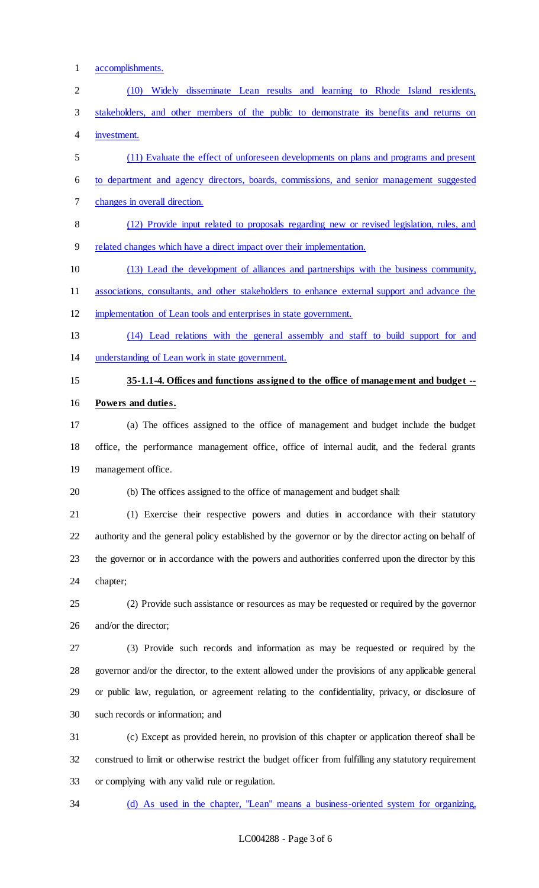accomplishments.

(10) Widely disseminate Lean results and learning to Rhode Island residents, stakeholders, and other members of the public to demonstrate its benefits and returns on investment.

(11) Evaluate the effect of unforeseen developments on plans and programs and present to department and agency directors, boards, commissions, and senior management suggested changes in overall direction.

(12) Provide input related to proposals regarding new or revised legislation, rules, and related changes which have a direct impact over their implementation.

(13) Lead the development of alliances and partnerships with the business community, associations, consultants, and other stakeholders to enhance external support and advance the implementation of Lean tools and enterprises in state government.

(14) Lead relations with the general assembly and staff to build support for and understanding of Lean work in state government.

**35-1.1-4. Offices and functions assigned to the office of management and budget -- Powers and duties.**

(a) The offices assigned to the office of management and budget include the budget office, the performance management office, office of internal audit, and the federal grants management office.

(b) The offices assigned to the office of management and budget shall:

(1) Exercise their respective powers and duties in accordance with their statutory authority and the general policy established by the governor or by the director acting on behalf of the governor or in accordance with the powers and authorities conferred upon the director by this chapter;

(2) Provide such assistance or resources as may be requested or required by the governor and/or the director;

(3) Provide such records and information as may be requested or required by the governor and/or the director, to the extent allowed under the provisions of any applicable general or public law, regulation, or agreement relating to the confidentiality, privacy, or disclosure of such records or information; and

(c) Except as provided herein, no provision of this chapter or application thereof shall be construed to limit or otherwise restrict the budget officer from fulfilling any statutory requirement or complying with any valid rule or regulation.

(d) As used in the chapter, "Lean" means a business-oriented system for organizing,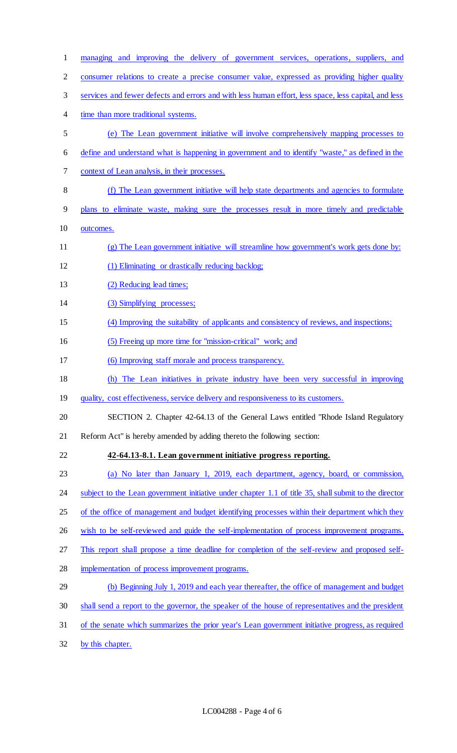managing and improving the delivery of government services, operations, suppliers, and consumer relations to create a precise consumer value, expressed as providing higher quality services and fewer defects and errors and with less human effort, less space, less capital, and less time than more traditional systems.

(e) The Lean government initiative will involve comprehensively mapping processes to define and understand what is happening in government and to identify "waste," as defined in the context of Lean analysis, in their processes.

(f) The Lean government initiative will help state departments and agencies to formulate plans to eliminate waste, making sure the processes result in more timely and predictable outcomes.

(g) The Lean government initiative will streamline how government's work gets done by:

(1) Eliminating or drastically reducing backlog;

(2) Reducing lead times;

(3) Simplifying processes;

(4) Improving the suitability of applicants and consistency of reviews, and inspections;

(5) Freeing up more time for "mission-critical" work; and

(6) Improving staff morale and process transparency.

(h) The Lean initiatives in private industry have been very successful in improving quality, cost effectiveness, service delivery and responsiveness to its customers.

SECTION 2. Chapter 42-64.13 of the General Laws entitled "Rhode Island Regulatory Reform Act" is hereby amended by adding thereto the following section:

**42-64.13-8.1. Lean government initiative progress reporting.**

(a) No later than January 1, 2019, each department, agency, board, or commission, subject to the Lean government initiative under chapter 1.1 of title 35, shall submit to the director of the office of management and budget identifying processes within their department which they wish to be self-reviewed and guide the self-implementation of process improvement programs. This report shall propose a time deadline for completion of the self-review and proposed self-implementation of process improvement programs.

(b) Beginning July 1, 2019 and each year thereafter, the office of management and budget shall send a report to the governor, the speaker of the house of representatives and the president of the senate which summarizes the prior year's Lean government initiative progress, as required by this chapter.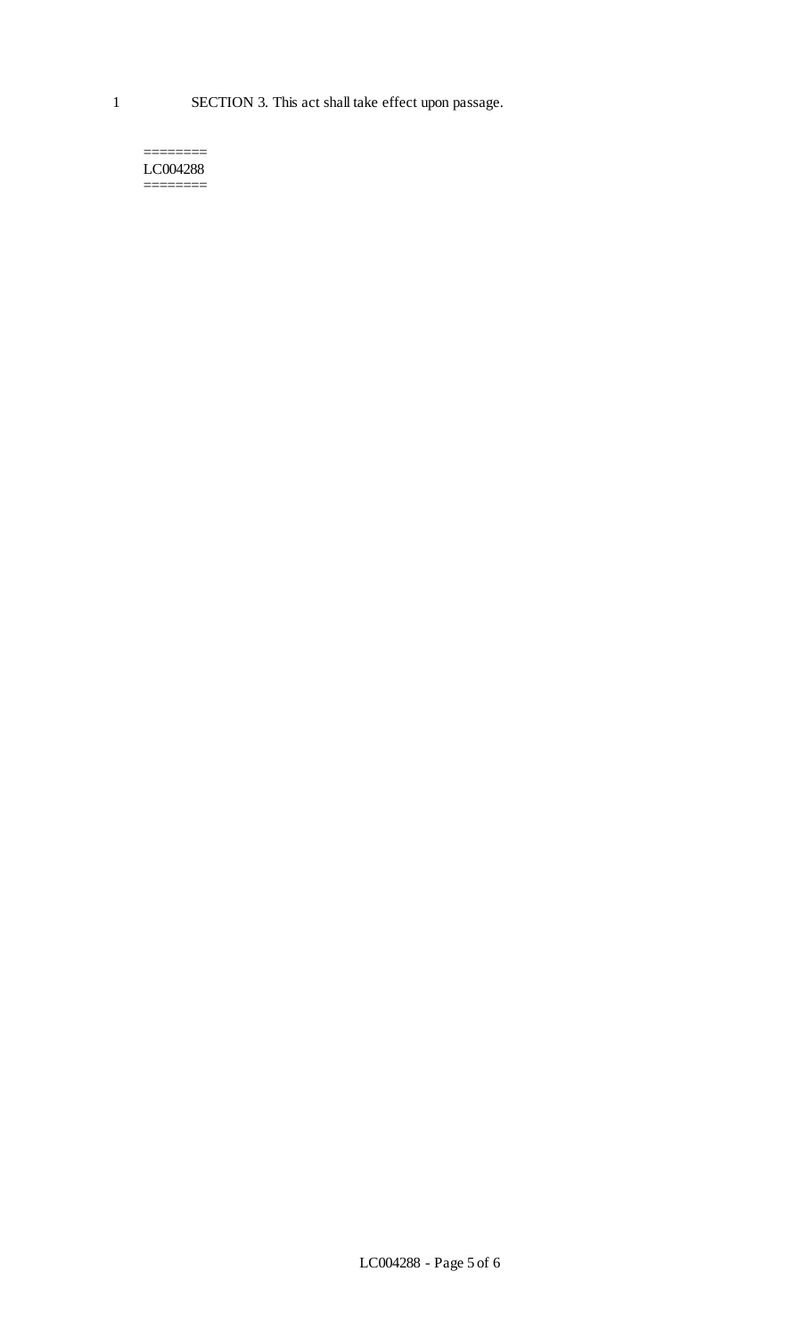SECTION 3. This act shall take effect upon passage.

========
LC004288
========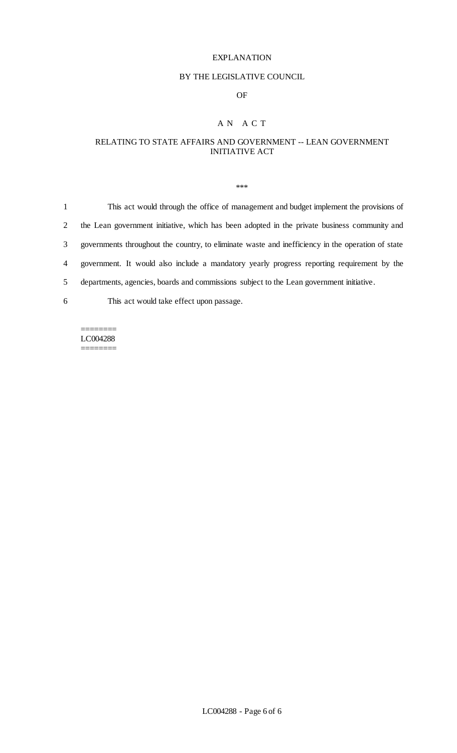EXPLANATION

BY THE LEGISLATIVE COUNCIL

OF

A N A C T

RELATING TO STATE AFFAIRS AND GOVERNMENT -- LEAN GOVERNMENT INITIATIVE ACT

\*\*\*

This act would through the office of management and budget implement the provisions of the Lean government initiative, which has been adopted in the private business community and governments throughout the country, to eliminate waste and inefficiency in the operation of state government. It would also include a mandatory yearly progress reporting requirement by the departments, agencies, boards and commissions subject to the Lean government initiative.

This act would take effect upon passage.

========
LC004288
========